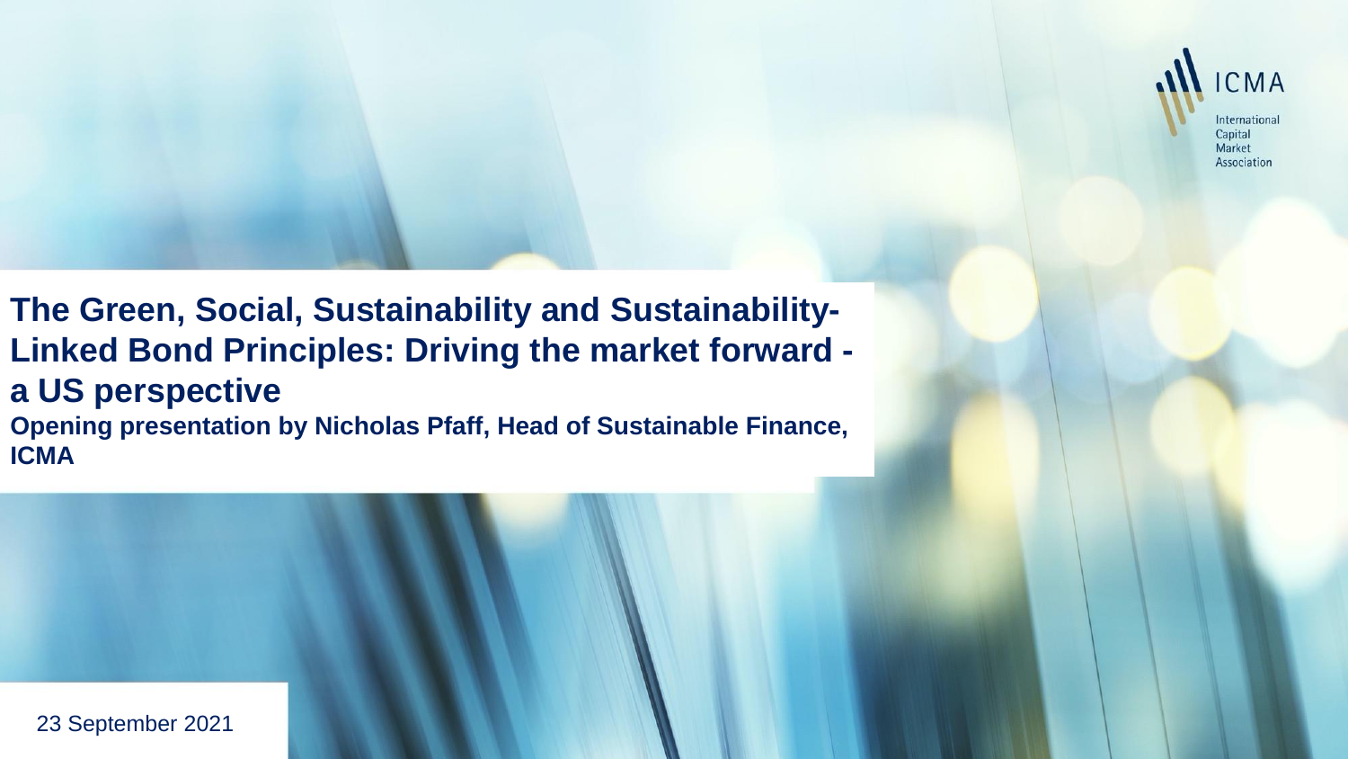ICMA

International Capital Market Association

# The Green, Social, Sustainability and Sustainability-Linked Bond Principles: Driving the market forward - a US perspective

**Opening presentation by Nicholas Pfaff, Head of Sustainable Finance, ICMA**

23 September 2021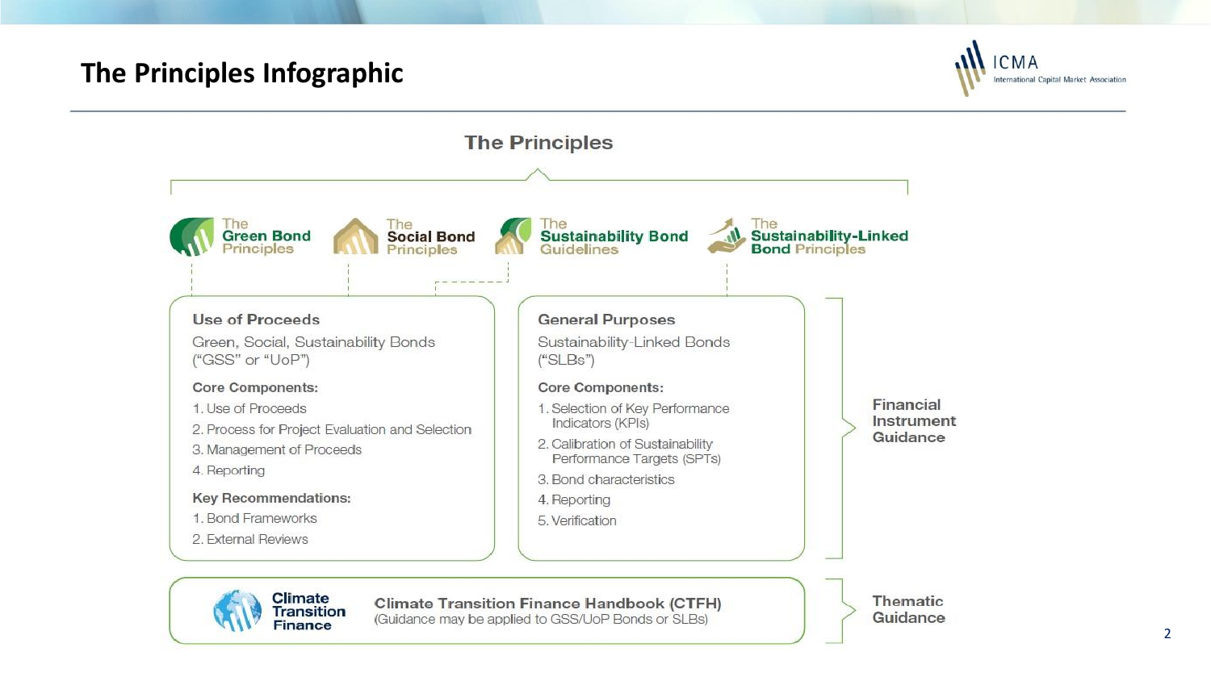# The Principles Infographic

## The Principles

**The Green Bond Principles** | **The Social Bond Principles** | **The Sustainability Bond Guidelines** | **The Sustainability-Linked Bond Principles**

### Financial Instrument Guidance

#### Use of Proceeds

Green, Social, Sustainability Bonds ("GSS" or "UoP")

**Core Components:**

1. Use of Proceeds
2. Process for Project Evaluation and Selection
3. Management of Proceeds
4. Reporting

**Key Recommendations:**

1. Bond Frameworks
2. External Reviews

#### General Purposes

Sustainability-Linked Bonds ("SLBs")

**Core Components:**

1. Selection of Key Performance Indicators (KPIs)
2. Calibration of Sustainability Performance Targets (SPTs)
3. Bond characteristics
4. Reporting
5. Verification

### Thematic Guidance

**Climate Transition Finance**

**Climate Transition Finance Handbook (CTFH)**
(Guidance may be applied to GSS/UoP Bonds or SLBs)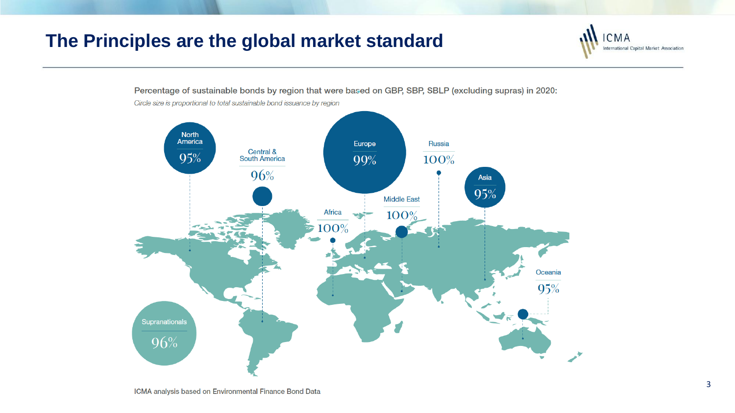# The Principles are the global market standard

Percentage of sustainable bonds by region that were based on GBP, SBP, SBLP (excluding supras) in 2020:

*Circle size is proportional to total sustainable bond issuance by region*

| Region | Percentage |
| --- | --- |
| North America | 95% |
| Central & South America | 96% |
| Europe | 99% |
| Russia | 100% |
| Asia | 95% |
| Middle East | 100% |
| Africa | 100% |
| Oceania | 95% |
| Supranationals | 96% |

ICMA analysis based on Environmental Finance Bond Data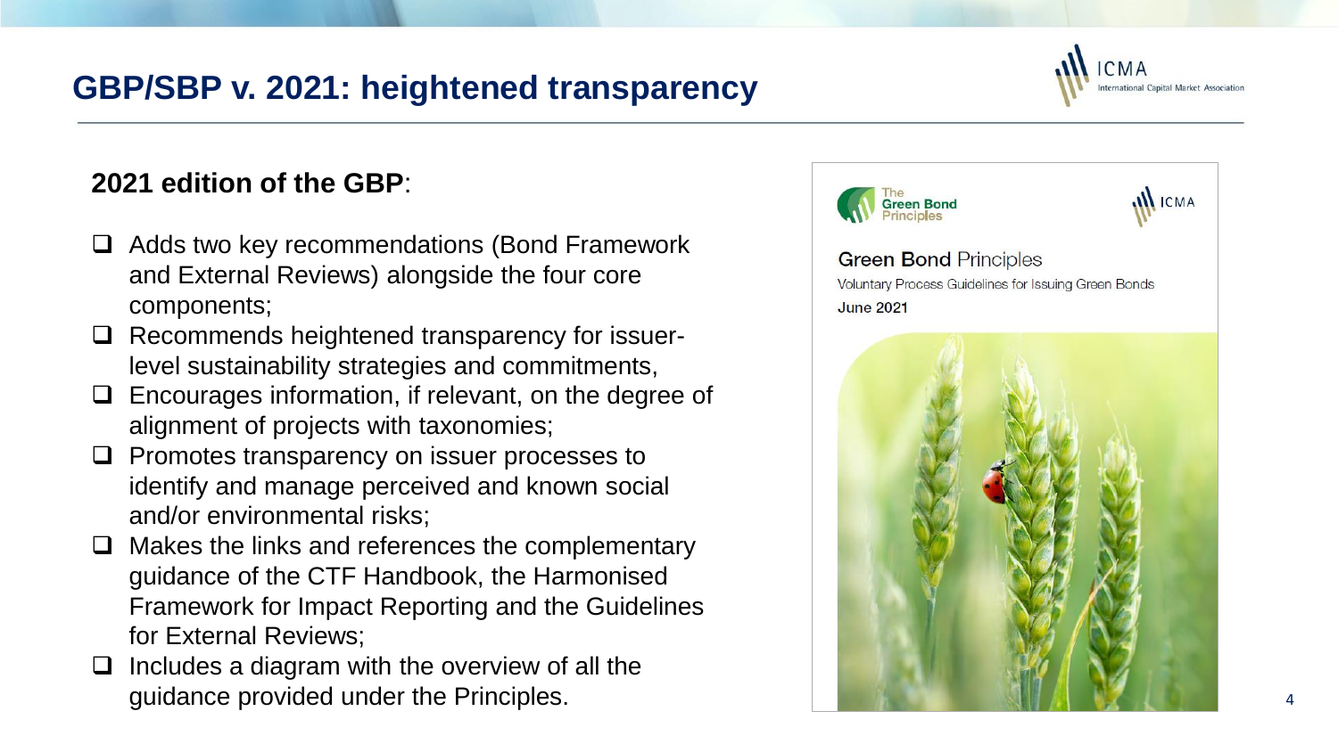# GBP/SBP v. 2021: heightened transparency

**2021 edition of the GBP**:

- Adds two key recommendations (Bond Framework and External Reviews) alongside the four core components;
- Recommends heightened transparency for issuer-level sustainability strategies and commitments,
- Encourages information, if relevant, on the degree of alignment of projects with taxonomies;
- Promotes transparency on issuer processes to identify and manage perceived and known social and/or environmental risks;
- Makes the links and references the complementary guidance of the CTF Handbook, the Harmonised Framework for Impact Reporting and the Guidelines for External Reviews;
- Includes a diagram with the overview of all the guidance provided under the Principles.

The Green Bond Principles

Green Bond Principles

Voluntary Process Guidelines for Issuing Green Bonds

June 2021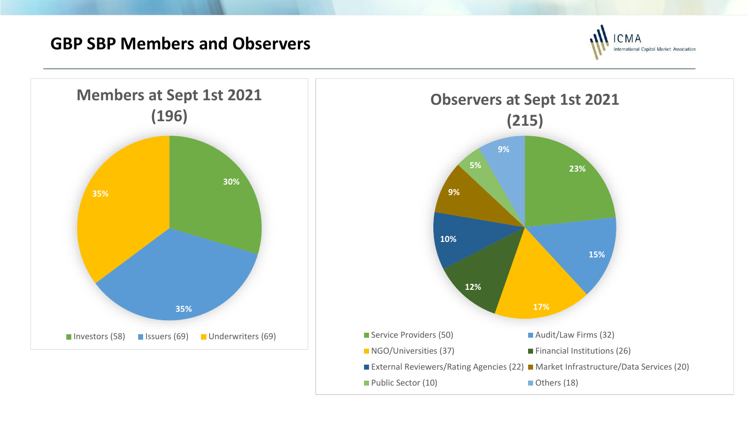# GBP SBP Members and Observers

## Members at Sept 1st 2021 (196)

| Category | Count | Share |
|---|---|---|
| Investors | 58 | 30% |
| Issuers | 69 | 35% |
| Underwriters | 69 | 35% |

## Observers at Sept 1st 2021 (215)

| Category | Count | Share |
|---|---|---|
| Service Providers | 50 | 23% |
| Audit/Law Firms | 32 | 15% |
| NGO/Universities | 37 | 17% |
| Financial Institutions | 26 | 12% |
| External Reviewers/Rating Agencies | 22 | 10% |
| Market Infrastructure/Data Services | 20 | 9% |
| Public Sector | 10 | 5% |
| Others | 18 | 9% |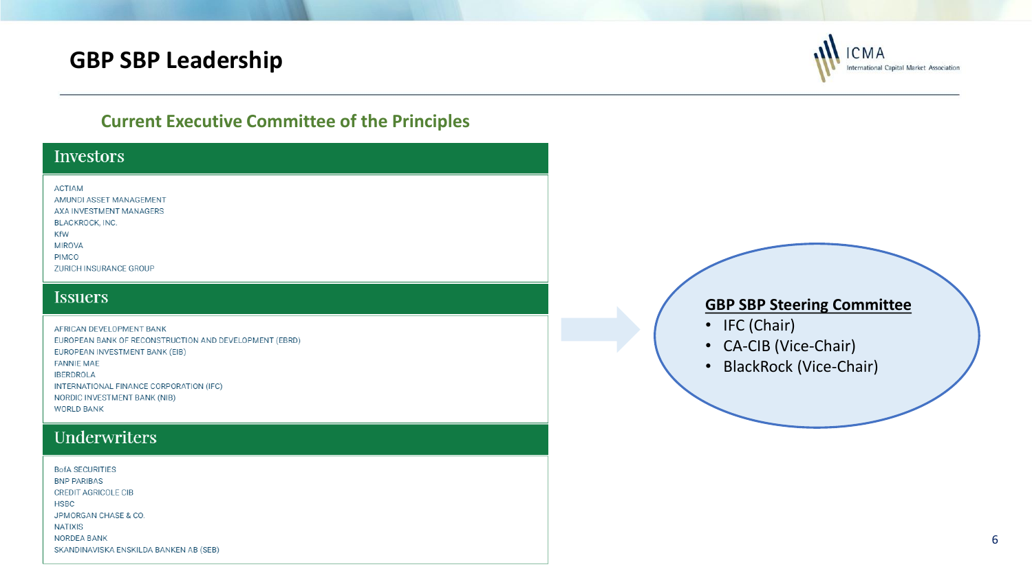# GBP SBP Leadership

## Current Executive Committee of the Principles

### Investors

- ACTIAM
- AMUNDI ASSET MANAGEMENT
- AXA INVESTMENT MANAGERS
- BLACKROCK, INC.
- KfW
- MIROVA
- PIMCO
- ZURICH INSURANCE GROUP

### Issuers

- AFRICAN DEVELOPMENT BANK
- EUROPEAN BANK OF RECONSTRUCTION AND DEVELOPMENT (EBRD)
- EUROPEAN INVESTMENT BANK (EIB)
- FANNIE MAE
- IBERDROLA
- INTERNATIONAL FINANCE CORPORATION (IFC)
- NORDIC INVESTMENT BANK (NIB)
- WORLD BANK

### Underwriters

- BofA SECURITIES
- BNP PARIBAS
- CREDIT AGRICOLE CIB
- HSBC
- JPMORGAN CHASE & CO.
- NATIXIS
- NORDEA BANK
- SKANDINAVISKA ENSKILDA BANKEN AB (SEB)

### GBP SBP Steering Committee

- IFC (Chair)
- CA-CIB (Vice-Chair)
- BlackRock (Vice-Chair)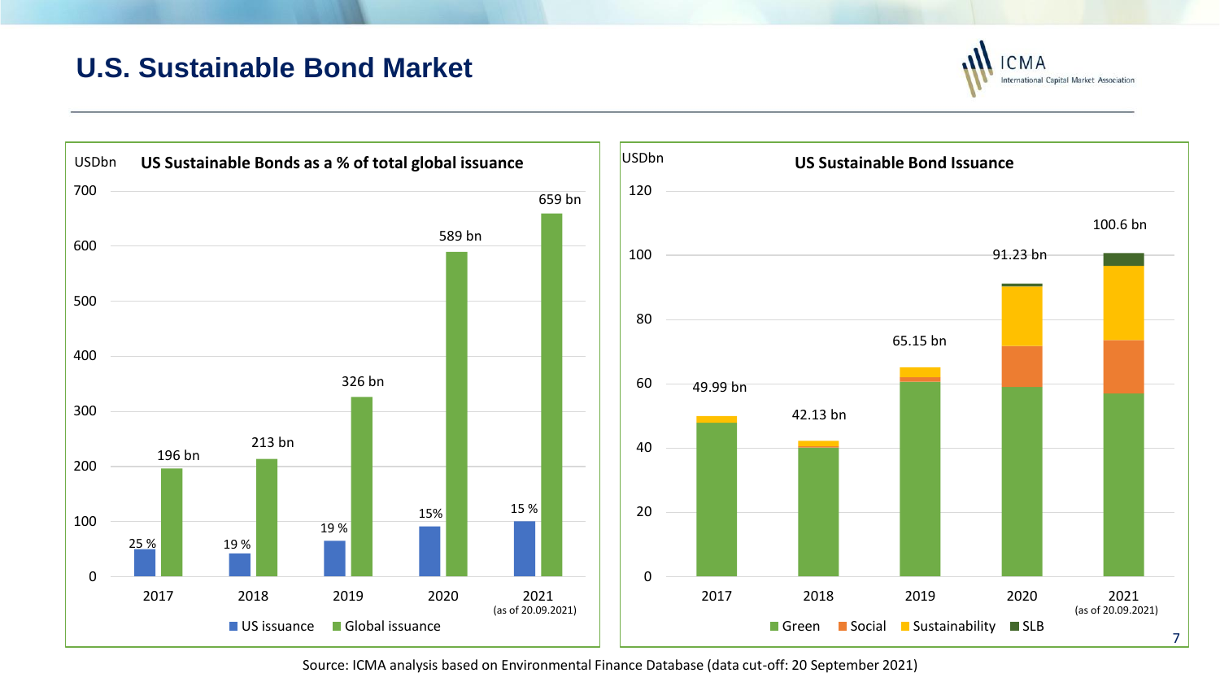# U.S. Sustainable Bond Market

USDbn

**US Sustainable Bonds as a % of total global issuance**

700
600
500
400
300
200
100
0

196 bn
213 bn
326 bn
589 bn
659 bn

25 %
19 %
19 %
15%
15 %

2017
2018
2019
2020
2021
(as of 20.09.2021)

US issuance
Global issuance

USDbn

**US Sustainable Bond Issuance**

120
100
80
60
40
20
0

49.99 bn
42.13 bn
65.15 bn
91.23 bn
100.6 bn

2017
2018
2019
2020
2021
(as of 20.09.2021)

Green
Social
Sustainability
SLB

Source: ICMA analysis based on Environmental Finance Database (data cut-off: 20 September 2021)